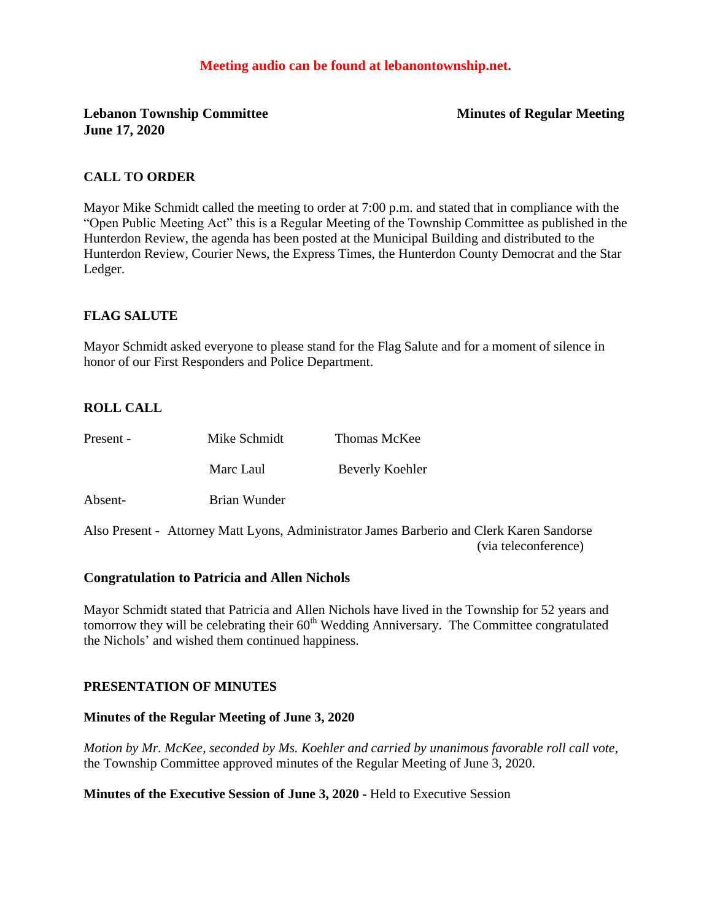**Meeting audio can be found at lebanontownship.net.**

**Lebanon Township Committee** **Minutes of Regular Meeting**
**June 17, 2020**

## CALL TO ORDER

Mayor Mike Schmidt called the meeting to order at 7:00 p.m. and stated that in compliance with the "Open Public Meeting Act" this is a Regular Meeting of the Township Committee as published in the Hunterdon Review, the agenda has been posted at the Municipal Building and distributed to the Hunterdon Review, Courier News, the Express Times, the Hunterdon County Democrat and the Star Ledger.

## FLAG SALUTE

Mayor Schmidt asked everyone to please stand for the Flag Salute and for a moment of silence in honor of our First Responders and Police Department.

## ROLL CALL

| | | |
|---|---|---|
| Present - | Mike Schmidt | Thomas McKee |
| | Marc Laul | Beverly Koehler |
| Absent- | Brian Wunder | |

Also Present - Attorney Matt Lyons, Administrator James Barberio and Clerk Karen Sandorse (via teleconference)

## Congratulation to Patricia and Allen Nichols

Mayor Schmidt stated that Patricia and Allen Nichols have lived in the Township for 52 years and tomorrow they will be celebrating their $60^{th}$ Wedding Anniversary. The Committee congratulated the Nichols' and wished them continued happiness.

## PRESENTATION OF MINUTES

### Minutes of the Regular Meeting of June 3, 2020

*Motion by Mr. McKee, seconded by Ms. Koehler and carried by unanimous favorable roll call vote*, the Township Committee approved minutes of the Regular Meeting of June 3, 2020.

**Minutes of the Executive Session of June 3, 2020 -** Held to Executive Session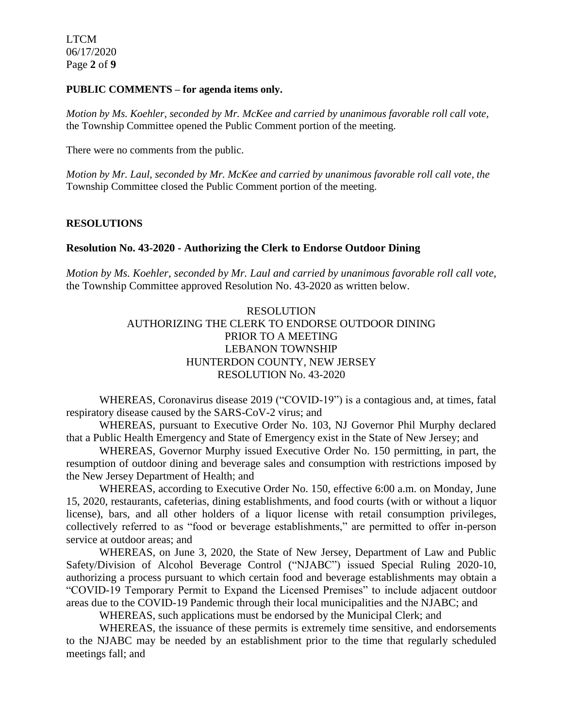**PUBLIC COMMENTS – for agenda items only.**

*Motion by Ms. Koehler, seconded by Mr. McKee and carried by unanimous favorable roll call vote,* the Township Committee opened the Public Comment portion of the meeting.

There were no comments from the public.

*Motion by Mr. Laul, seconded by Mr. McKee and carried by unanimous favorable roll call vote, the* Township Committee closed the Public Comment portion of the meeting.

**RESOLUTIONS**

**Resolution No. 43-2020 - Authorizing the Clerk to Endorse Outdoor Dining**

*Motion by Ms. Koehler, seconded by Mr. Laul and carried by unanimous favorable roll call vote,* the Township Committee approved Resolution No. 43-2020 as written below.

RESOLUTION
AUTHORIZING THE CLERK TO ENDORSE OUTDOOR DINING
PRIOR TO A MEETING
LEBANON TOWNSHIP
HUNTERDON COUNTY, NEW JERSEY
RESOLUTION No. 43-2020

WHEREAS, Coronavirus disease 2019 ("COVID-19") is a contagious and, at times, fatal respiratory disease caused by the SARS-CoV-2 virus; and

WHEREAS, pursuant to Executive Order No. 103, NJ Governor Phil Murphy declared that a Public Health Emergency and State of Emergency exist in the State of New Jersey; and

WHEREAS, Governor Murphy issued Executive Order No. 150 permitting, in part, the resumption of outdoor dining and beverage sales and consumption with restrictions imposed by the New Jersey Department of Health; and

WHEREAS, according to Executive Order No. 150, effective 6:00 a.m. on Monday, June 15, 2020, restaurants, cafeterias, dining establishments, and food courts (with or without a liquor license), bars, and all other holders of a liquor license with retail consumption privileges, collectively referred to as "food or beverage establishments," are permitted to offer in-person service at outdoor areas; and

WHEREAS, on June 3, 2020, the State of New Jersey, Department of Law and Public Safety/Division of Alcohol Beverage Control ("NJABC") issued Special Ruling 2020-10, authorizing a process pursuant to which certain food and beverage establishments may obtain a "COVID-19 Temporary Permit to Expand the Licensed Premises" to include adjacent outdoor areas due to the COVID-19 Pandemic through their local municipalities and the NJABC; and

WHEREAS, such applications must be endorsed by the Municipal Clerk; and

WHEREAS, the issuance of these permits is extremely time sensitive, and endorsements to the NJABC may be needed by an establishment prior to the time that regularly scheduled meetings fall; and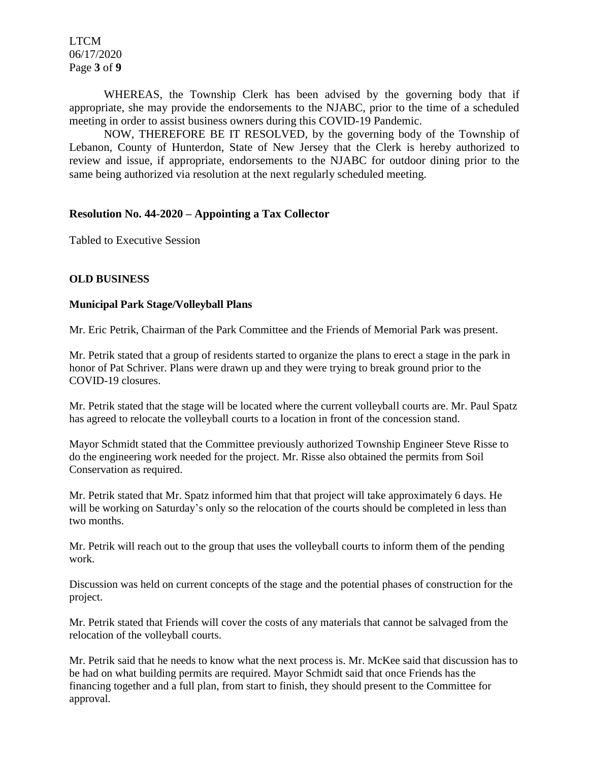WHEREAS, the Township Clerk has been advised by the governing body that if appropriate, she may provide the endorsements to the NJABC, prior to the time of a scheduled meeting in order to assist business owners during this COVID-19 Pandemic.

NOW, THEREFORE BE IT RESOLVED, by the governing body of the Township of Lebanon, County of Hunterdon, State of New Jersey that the Clerk is hereby authorized to review and issue, if appropriate, endorsements to the NJABC for outdoor dining prior to the same being authorized via resolution at the next regularly scheduled meeting.

**Resolution No. 44-2020 – Appointing a Tax Collector**

Tabled to Executive Session

**OLD BUSINESS**

**Municipal Park Stage/Volleyball Plans**

Mr. Eric Petrik, Chairman of the Park Committee and the Friends of Memorial Park was present.

Mr. Petrik stated that a group of residents started to organize the plans to erect a stage in the park in honor of Pat Schriver. Plans were drawn up and they were trying to break ground prior to the COVID-19 closures.

Mr. Petrik stated that the stage will be located where the current volleyball courts are. Mr. Paul Spatz has agreed to relocate the volleyball courts to a location in front of the concession stand.

Mayor Schmidt stated that the Committee previously authorized Township Engineer Steve Risse to do the engineering work needed for the project. Mr. Risse also obtained the permits from Soil Conservation as required.

Mr. Petrik stated that Mr. Spatz informed him that that project will take approximately 6 days. He will be working on Saturday's only so the relocation of the courts should be completed in less than two months.

Mr. Petrik will reach out to the group that uses the volleyball courts to inform them of the pending work.

Discussion was held on current concepts of the stage and the potential phases of construction for the project.

Mr. Petrik stated that Friends will cover the costs of any materials that cannot be salvaged from the relocation of the volleyball courts.

Mr. Petrik said that he needs to know what the next process is. Mr. McKee said that discussion has to be had on what building permits are required. Mayor Schmidt said that once Friends has the financing together and a full plan, from start to finish, they should present to the Committee for approval.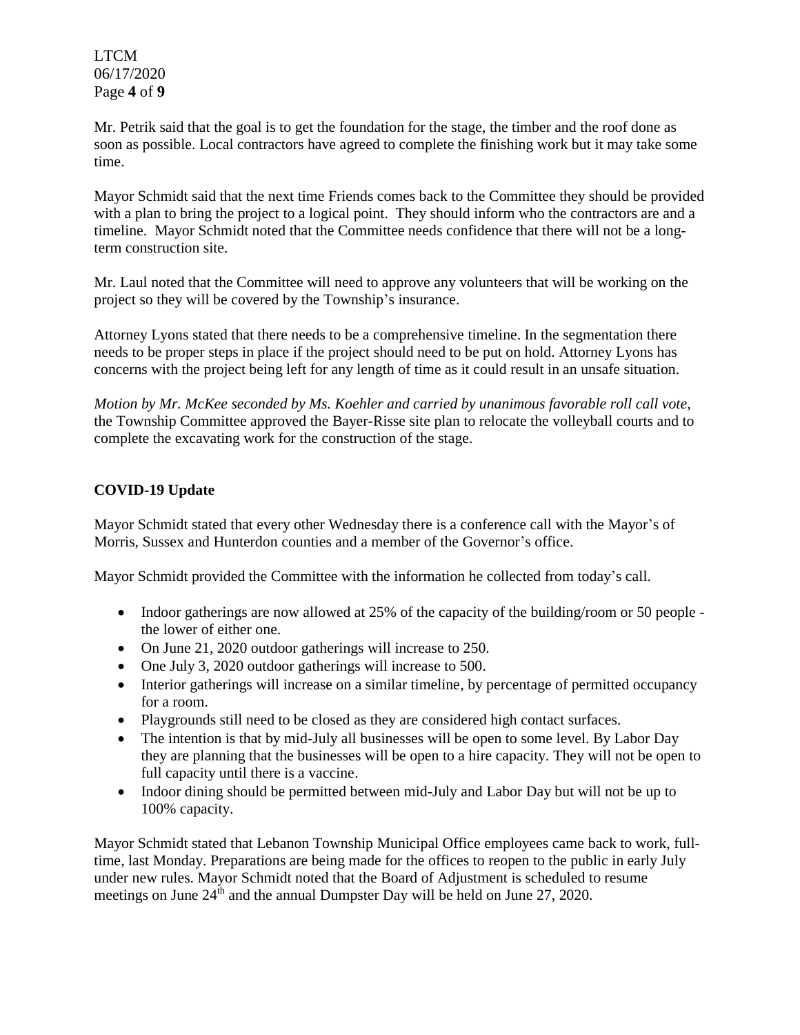Mr. Petrik said that the goal is to get the foundation for the stage, the timber and the roof done as soon as possible. Local contractors have agreed to complete the finishing work but it may take some time.

Mayor Schmidt said that the next time Friends comes back to the Committee they should be provided with a plan to bring the project to a logical point. They should inform who the contractors are and a timeline. Mayor Schmidt noted that the Committee needs confidence that there will not be a long-term construction site.

Mr. Laul noted that the Committee will need to approve any volunteers that will be working on the project so they will be covered by the Township's insurance.

Attorney Lyons stated that there needs to be a comprehensive timeline. In the segmentation there needs to be proper steps in place if the project should need to be put on hold. Attorney Lyons has concerns with the project being left for any length of time as it could result in an unsafe situation.

*Motion by Mr. McKee seconded by Ms. Koehler and carried by unanimous favorable roll call vote,* the Township Committee approved the Bayer-Risse site plan to relocate the volleyball courts and to complete the excavating work for the construction of the stage.

**COVID-19 Update**

Mayor Schmidt stated that every other Wednesday there is a conference call with the Mayor's of Morris, Sussex and Hunterdon counties and a member of the Governor's office.

Mayor Schmidt provided the Committee with the information he collected from today's call.

- Indoor gatherings are now allowed at 25% of the capacity of the building/room or 50 people - the lower of either one.
- On June 21, 2020 outdoor gatherings will increase to 250.
- One July 3, 2020 outdoor gatherings will increase to 500.
- Interior gatherings will increase on a similar timeline, by percentage of permitted occupancy for a room.
- Playgrounds still need to be closed as they are considered high contact surfaces.
- The intention is that by mid-July all businesses will be open to some level. By Labor Day they are planning that the businesses will be open to a hire capacity. They will not be open to full capacity until there is a vaccine.
- Indoor dining should be permitted between mid-July and Labor Day but will not be up to 100% capacity.

Mayor Schmidt stated that Lebanon Township Municipal Office employees came back to work, full-time, last Monday. Preparations are being made for the offices to reopen to the public in early July under new rules. Mayor Schmidt noted that the Board of Adjustment is scheduled to resume meetings on June 24th and the annual Dumpster Day will be held on June 27, 2020.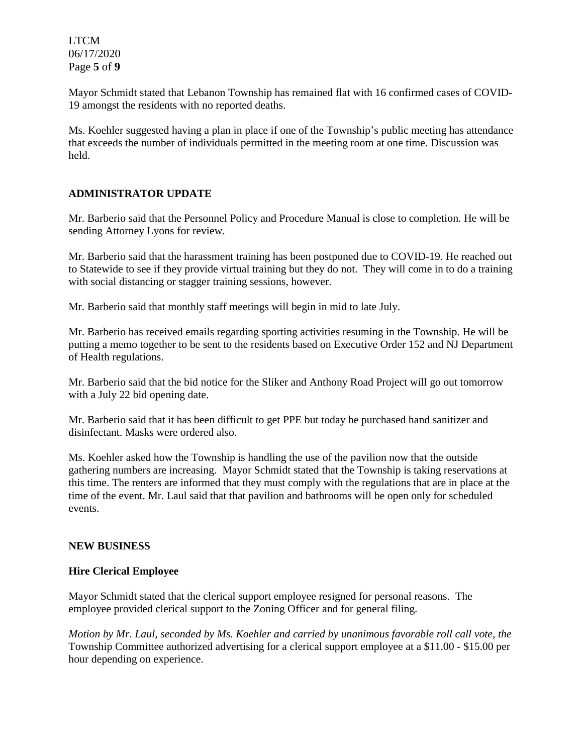Mayor Schmidt stated that Lebanon Township has remained flat with 16 confirmed cases of COVID-19 amongst the residents with no reported deaths.

Ms. Koehler suggested having a plan in place if one of the Township's public meeting has attendance that exceeds the number of individuals permitted in the meeting room at one time. Discussion was held.

## ADMINISTRATOR UPDATE

Mr. Barberio said that the Personnel Policy and Procedure Manual is close to completion. He will be sending Attorney Lyons for review.

Mr. Barberio said that the harassment training has been postponed due to COVID-19. He reached out to Statewide to see if they provide virtual training but they do not. They will come in to do a training with social distancing or stagger training sessions, however.

Mr. Barberio said that monthly staff meetings will begin in mid to late July.

Mr. Barberio has received emails regarding sporting activities resuming in the Township. He will be putting a memo together to be sent to the residents based on Executive Order 152 and NJ Department of Health regulations.

Mr. Barberio said that the bid notice for the Sliker and Anthony Road Project will go out tomorrow with a July 22 bid opening date.

Mr. Barberio said that it has been difficult to get PPE but today he purchased hand sanitizer and disinfectant. Masks were ordered also.

Ms. Koehler asked how the Township is handling the use of the pavilion now that the outside gathering numbers are increasing. Mayor Schmidt stated that the Township is taking reservations at this time. The renters are informed that they must comply with the regulations that are in place at the time of the event. Mr. Laul said that that pavilion and bathrooms will be open only for scheduled events.

## NEW BUSINESS

### Hire Clerical Employee

Mayor Schmidt stated that the clerical support employee resigned for personal reasons. The employee provided clerical support to the Zoning Officer and for general filing.

*Motion by Mr. Laul, seconded by Ms. Koehler and carried by unanimous favorable roll call vote, the* Township Committee authorized advertising for a clerical support employee at a $11.00 - $15.00 per hour depending on experience.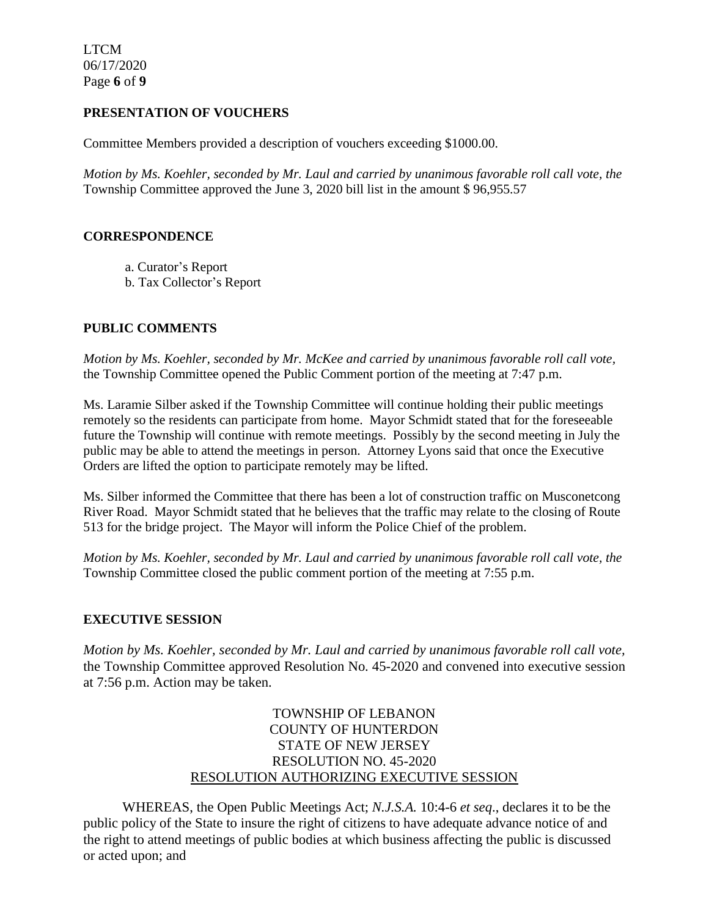## PRESENTATION OF VOUCHERS

Committee Members provided a description of vouchers exceeding $1000.00.

*Motion by Ms. Koehler, seconded by Mr. Laul and carried by unanimous favorable roll call vote, the* Township Committee approved the June 3, 2020 bill list in the amount $ 96,955.57

## CORRESPONDENCE

a. Curator's Report
b. Tax Collector's Report

## PUBLIC COMMENTS

*Motion by Ms. Koehler, seconded by Mr. McKee and carried by unanimous favorable roll call vote,* the Township Committee opened the Public Comment portion of the meeting at 7:47 p.m.

Ms. Laramie Silber asked if the Township Committee will continue holding their public meetings remotely so the residents can participate from home. Mayor Schmidt stated that for the foreseeable future the Township will continue with remote meetings. Possibly by the second meeting in July the public may be able to attend the meetings in person. Attorney Lyons said that once the Executive Orders are lifted the option to participate remotely may be lifted.

Ms. Silber informed the Committee that there has been a lot of construction traffic on Musconetcong River Road. Mayor Schmidt stated that he believes that the traffic may relate to the closing of Route 513 for the bridge project. The Mayor will inform the Police Chief of the problem.

*Motion by Ms. Koehler, seconded by Mr. Laul and carried by unanimous favorable roll call vote, the* Township Committee closed the public comment portion of the meeting at 7:55 p.m.

## EXECUTIVE SESSION

*Motion by Ms. Koehler, seconded by Mr. Laul and carried by unanimous favorable roll call vote,* the Township Committee approved Resolution No. 45-2020 and convened into executive session at 7:56 p.m. Action may be taken.

TOWNSHIP OF LEBANON
COUNTY OF HUNTERDON
STATE OF NEW JERSEY
RESOLUTION NO. 45-2020
RESOLUTION AUTHORIZING EXECUTIVE SESSION

WHEREAS, the Open Public Meetings Act; *N.J.S.A.* 10:4-6 *et seq*., declares it to be the public policy of the State to insure the right of citizens to have adequate advance notice of and the right to attend meetings of public bodies at which business affecting the public is discussed or acted upon; and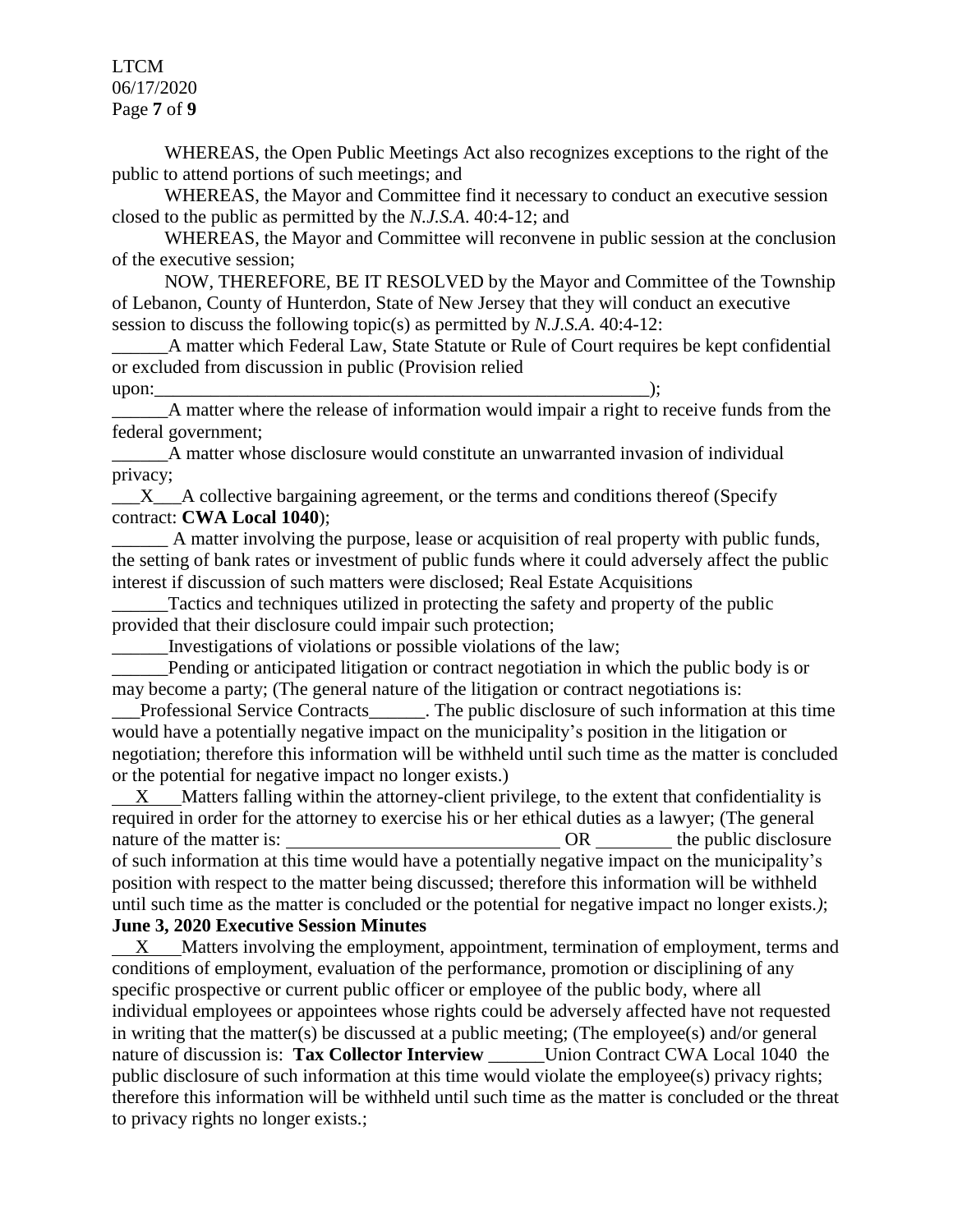WHEREAS, the Open Public Meetings Act also recognizes exceptions to the right of the public to attend portions of such meetings; and

WHEREAS, the Mayor and Committee find it necessary to conduct an executive session closed to the public as permitted by the *N.J.S.A*. 40:4-12; and

WHEREAS, the Mayor and Committee will reconvene in public session at the conclusion of the executive session;

NOW, THEREFORE, BE IT RESOLVED by the Mayor and Committee of the Township of Lebanon, County of Hunterdon, State of New Jersey that they will conduct an executive session to discuss the following topic(s) as permitted by *N.J.S.A*. 40:4-12:

______A matter which Federal Law, State Statute or Rule of Court requires be kept confidential or excluded from discussion in public (Provision relied upon:_______________________________________________________);

______A matter where the release of information would impair a right to receive funds from the federal government;

______A matter whose disclosure would constitute an unwarranted invasion of individual privacy;

___X___A collective bargaining agreement, or the terms and conditions thereof (Specify contract: **CWA Local 1040**);

______ A matter involving the purpose, lease or acquisition of real property with public funds, the setting of bank rates or investment of public funds where it could adversely affect the public interest if discussion of such matters were disclosed; Real Estate Acquisitions

______Tactics and techniques utilized in protecting the safety and property of the public provided that their disclosure could impair such protection;

______Investigations of violations or possible violations of the law;

______Pending or anticipated litigation or contract negotiation in which the public body is or may become a party; (The general nature of the litigation or contract negotiations is: ___Professional Service Contracts______. The public disclosure of such information at this time would have a potentially negative impact on the municipality's position in the litigation or negotiation; therefore this information will be withheld until such time as the matter is concluded or the potential for negative impact no longer exists.)

___X___Matters falling within the attorney-client privilege, to the extent that confidentiality is required in order for the attorney to exercise his or her ethical duties as a lawyer; (The general nature of the matter is: ______________________________ OR ________ the public disclosure of such information at this time would have a potentially negative impact on the municipality's position with respect to the matter being discussed; therefore this information will be withheld until such time as the matter is concluded or the potential for negative impact no longer exists.*)*;
**June 3, 2020 Executive Session Minutes**

___X___Matters involving the employment, appointment, termination of employment, terms and conditions of employment, evaluation of the performance, promotion or disciplining of any specific prospective or current public officer or employee of the public body, where all individual employees or appointees whose rights could be adversely affected have not requested in writing that the matter(s) be discussed at a public meeting; (The employee(s) and/or general nature of discussion is: **Tax Collector Interview** ______Union Contract CWA Local 1040 the public disclosure of such information at this time would violate the employee(s) privacy rights; therefore this information will be withheld until such time as the matter is concluded or the threat to privacy rights no longer exists.;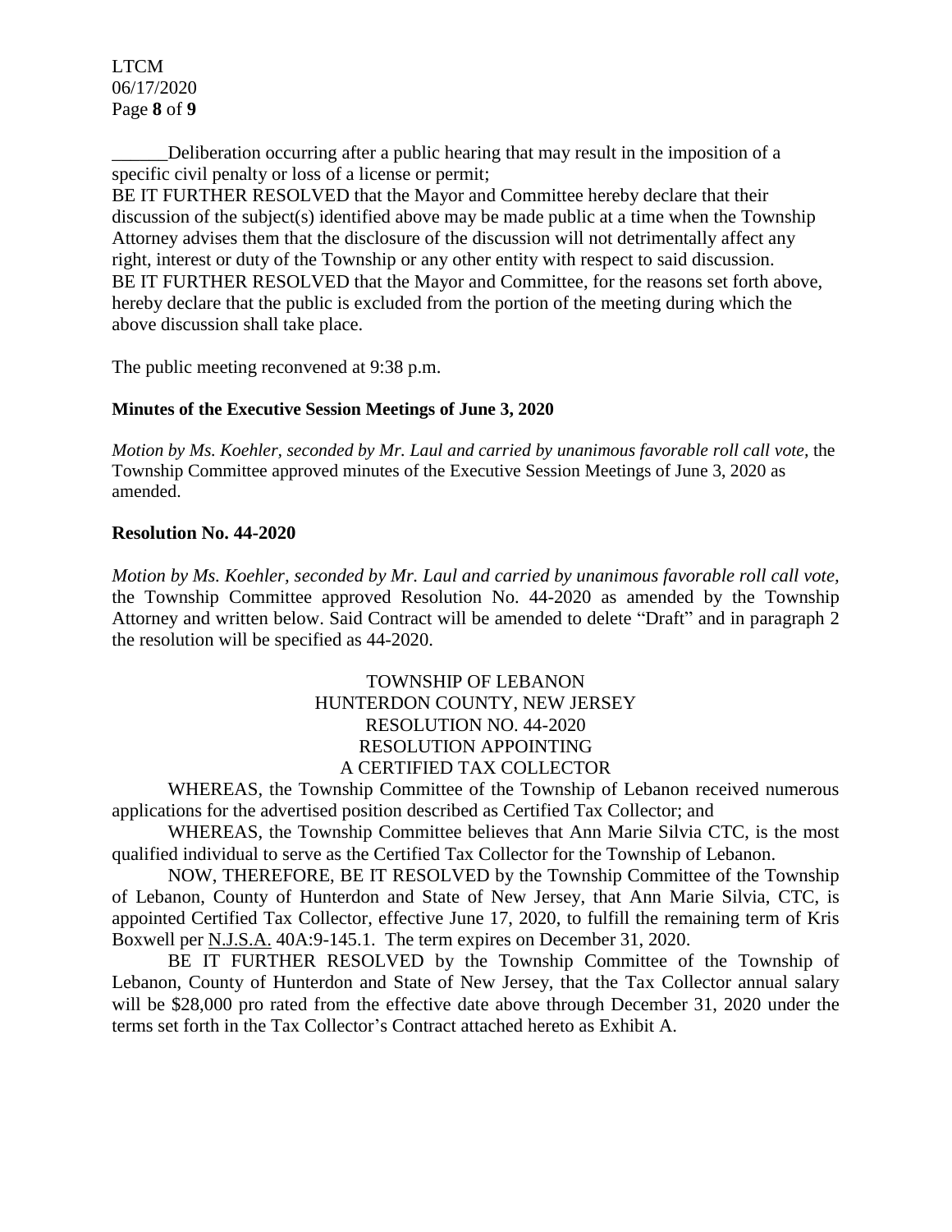\_\_\_\_\_\_Deliberation occurring after a public hearing that may result in the imposition of a specific civil penalty or loss of a license or permit;

BE IT FURTHER RESOLVED that the Mayor and Committee hereby declare that their discussion of the subject(s) identified above may be made public at a time when the Township Attorney advises them that the disclosure of the discussion will not detrimentally affect any right, interest or duty of the Township or any other entity with respect to said discussion.

BE IT FURTHER RESOLVED that the Mayor and Committee, for the reasons set forth above, hereby declare that the public is excluded from the portion of the meeting during which the above discussion shall take place.

The public meeting reconvened at 9:38 p.m.

**Minutes of the Executive Session Meetings of June 3, 2020**

*Motion by Ms. Koehler, seconded by Mr. Laul and carried by unanimous favorable roll call vote,* the Township Committee approved minutes of the Executive Session Meetings of June 3, 2020 as amended.

**Resolution No. 44-2020**

*Motion by Ms. Koehler, seconded by Mr. Laul and carried by unanimous favorable roll call vote,* the Township Committee approved Resolution No. 44-2020 as amended by the Township Attorney and written below. Said Contract will be amended to delete "Draft" and in paragraph 2 the resolution will be specified as 44-2020.

TOWNSHIP OF LEBANON
HUNTERDON COUNTY, NEW JERSEY
RESOLUTION NO. 44-2020
RESOLUTION APPOINTING
A CERTIFIED TAX COLLECTOR

WHEREAS, the Township Committee of the Township of Lebanon received numerous applications for the advertised position described as Certified Tax Collector; and

WHEREAS, the Township Committee believes that Ann Marie Silvia CTC, is the most qualified individual to serve as the Certified Tax Collector for the Township of Lebanon.

NOW, THEREFORE, BE IT RESOLVED by the Township Committee of the Township of Lebanon, County of Hunterdon and State of New Jersey, that Ann Marie Silvia, CTC, is appointed Certified Tax Collector, effective June 17, 2020, to fulfill the remaining term of Kris Boxwell per N.J.S.A. 40A:9-145.1. The term expires on December 31, 2020.

BE IT FURTHER RESOLVED by the Township Committee of the Township of Lebanon, County of Hunterdon and State of New Jersey, that the Tax Collector annual salary will be $28,000 pro rated from the effective date above through December 31, 2020 under the terms set forth in the Tax Collector's Contract attached hereto as Exhibit A.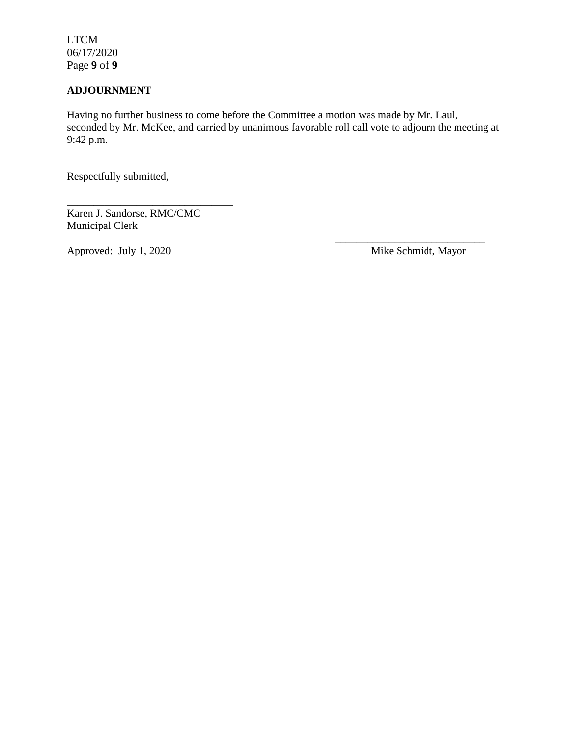## ADJOURNMENT

Having no further business to come before the Committee a motion was made by Mr. Laul, seconded by Mr. McKee, and carried by unanimous favorable roll call vote to adjourn the meeting at 9:42 p.m.

Respectfully submitted,

_______________________________
Karen J. Sandorse, RMC/CMC
Municipal Clerk

Approved: July 1, 2020

_____________________________
Mike Schmidt, Mayor